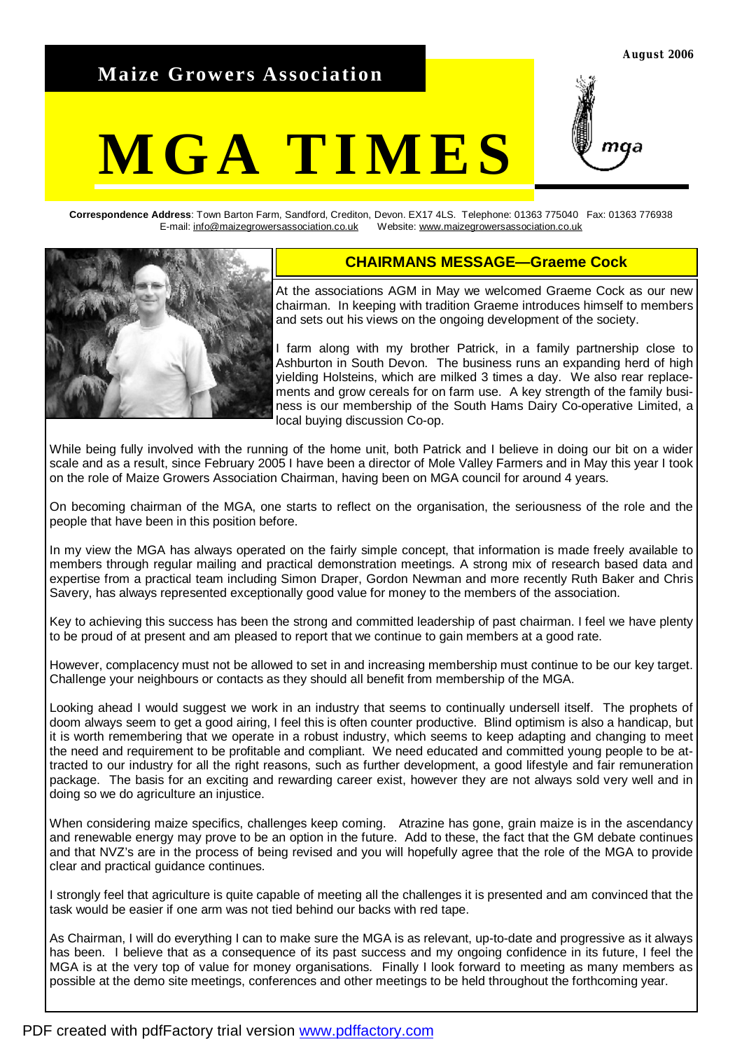August 2006

**Maize Growers Association**

# MGA TIMES

**Correspondence Address**: Town Barton Farm, Sandford, Crediton, Devon. EX17 4LS. Telephone: 01363 775040 Fax: 01363 776938
E-mail: info@maizegrowersassociation.co.uk Website: www.maizegrowersassociation.co.uk

## CHAIRMANS MESSAGE—Graeme Cock

At the associations AGM in May we welcomed Graeme Cock as our new chairman. In keeping with tradition Graeme introduces himself to members and sets out his views on the ongoing development of the society.

I farm along with my brother Patrick, in a family partnership close to Ashburton in South Devon. The business runs an expanding herd of high yielding Holsteins, which are milked 3 times a day. We also rear replacements and grow cereals for on farm use. A key strength of the family business is our membership of the South Hams Dairy Co-operative Limited, a local buying discussion Co-op.

While being fully involved with the running of the home unit, both Patrick and I believe in doing our bit on a wider scale and as a result, since February 2005 I have been a director of Mole Valley Farmers and in May this year I took on the role of Maize Growers Association Chairman, having been on MGA council for around 4 years.

On becoming chairman of the MGA, one starts to reflect on the organisation, the seriousness of the role and the people that have been in this position before.

In my view the MGA has always operated on the fairly simple concept, that information is made freely available to members through regular mailing and practical demonstration meetings. A strong mix of research based data and expertise from a practical team including Simon Draper, Gordon Newman and more recently Ruth Baker and Chris Savery, has always represented exceptionally good value for money to the members of the association.

Key to achieving this success has been the strong and committed leadership of past chairman. I feel we have plenty to be proud of at present and am pleased to report that we continue to gain members at a good rate.

However, complacency must not be allowed to set in and increasing membership must continue to be our key target. Challenge your neighbours or contacts as they should all benefit from membership of the MGA.

Looking ahead I would suggest we work in an industry that seems to continually undersell itself. The prophets of doom always seem to get a good airing, I feel this is often counter productive. Blind optimism is also a handicap, but it is worth remembering that we operate in a robust industry, which seems to keep adapting and changing to meet the need and requirement to be profitable and compliant. We need educated and committed young people to be attracted to our industry for all the right reasons, such as further development, a good lifestyle and fair remuneration package. The basis for an exciting and rewarding career exist, however they are not always sold very well and in doing so we do agriculture an injustice.

When considering maize specifics, challenges keep coming. Atrazine has gone, grain maize is in the ascendancy and renewable energy may prove to be an option in the future. Add to these, the fact that the GM debate continues and that NVZ's are in the process of being revised and you will hopefully agree that the role of the MGA to provide clear and practical guidance continues.

I strongly feel that agriculture is quite capable of meeting all the challenges it is presented and am convinced that the task would be easier if one arm was not tied behind our backs with red tape.

As Chairman, I will do everything I can to make sure the MGA is as relevant, up-to-date and progressive as it always has been. I believe that as a consequence of its past success and my ongoing confidence in its future, I feel the MGA is at the very top of value for money organisations. Finally I look forward to meeting as many members as possible at the demo site meetings, conferences and other meetings to be held throughout the forthcoming year.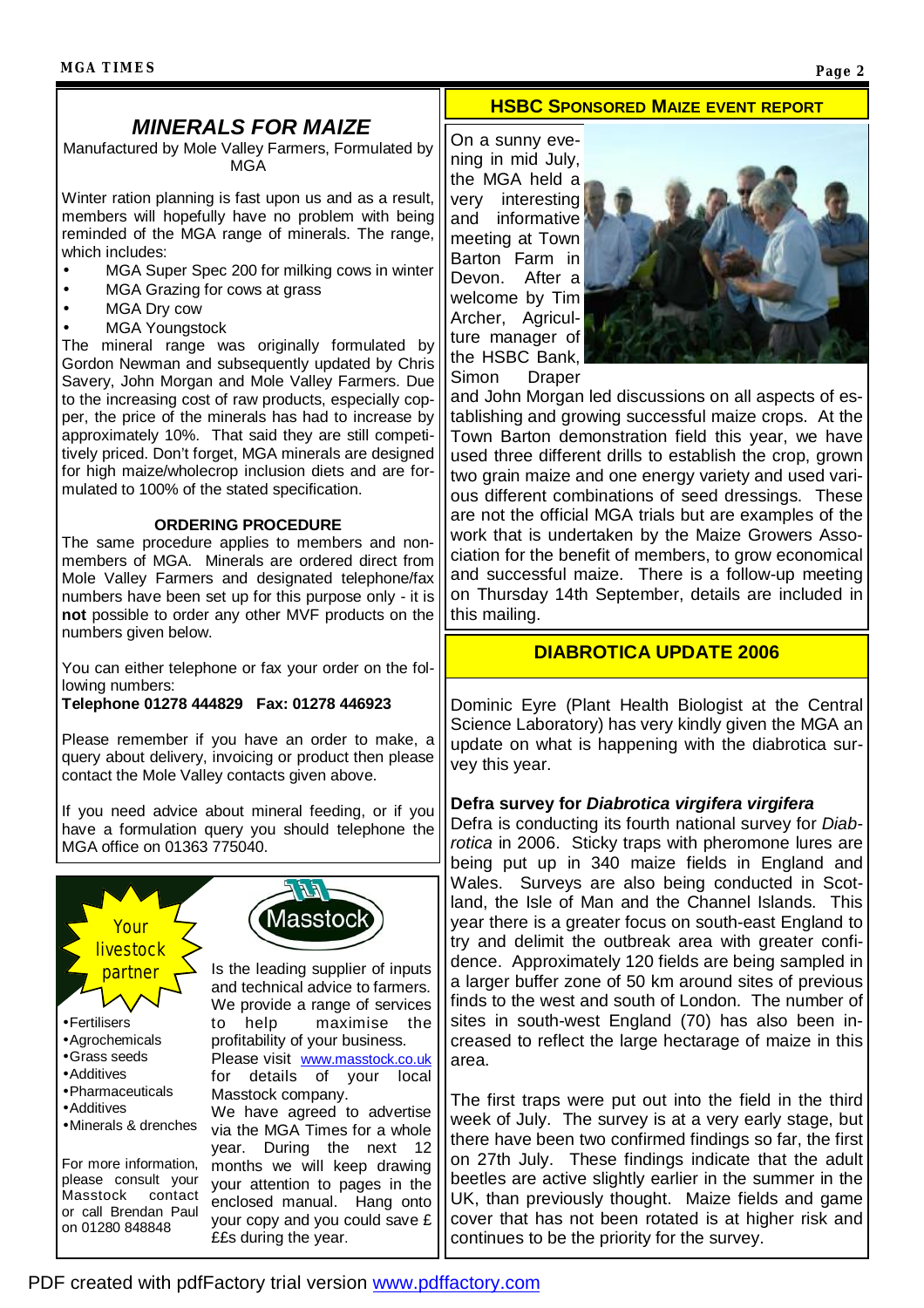## MINERALS FOR MAIZE

Manufactured by Mole Valley Farmers, Formulated by MGA

Winter ration planning is fast upon us and as a result, members will hopefully have no problem with being reminded of the MGA range of minerals. The range, which includes:

- MGA Super Spec 200 for milking cows in winter
- MGA Grazing for cows at grass
- MGA Dry cow
- MGA Youngstock

The mineral range was originally formulated by Gordon Newman and subsequently updated by Chris Savery, John Morgan and Mole Valley Farmers. Due to the increasing cost of raw products, especially copper, the price of the minerals has had to increase by approximately 10%. That said they are still competitively priced. Don't forget, MGA minerals are designed for high maize/wholecrop inclusion diets and are formulated to 100% of the stated specification.

### ORDERING PROCEDURE

The same procedure applies to members and non-members of MGA. Minerals are ordered direct from Mole Valley Farmers and designated telephone/fax numbers have been set up for this purpose only - it is **not** possible to order any other MVF products on the numbers given below.

You can either telephone or fax your order on the following numbers:

**Telephone 01278 444829 Fax: 01278 446923**

Please remember if you have an order to make, a query about delivery, invoicing or product then please contact the Mole Valley contacts given above.

If you need advice about mineral feeding, or if you have a formulation query you should telephone the MGA office on 01363 775040.

---

Your livestock partner

Masstock

- Fertilisers
- Agrochemicals
- Grass seeds
- Additives
- Pharmaceuticals
- Additives
- Minerals & drenches

For more information, please consult your Masstock contact or call Brendan Paul on 01280 848848

Is the leading supplier of inputs and technical advice to farmers. We provide a range of services to help maximise the profitability of your business. Please visit www.masstock.co.uk for details of your local Masstock company.

We have agreed to advertise via the MGA Times for a whole year. During the next 12 months we will keep drawing your attention to pages in the enclosed manual. Hang onto your copy and you could save £ £ £s during the year.

---

## HSBC SPONSORED MAIZE EVENT REPORT

On a sunny evening in mid July, the MGA held a very interesting and informative meeting at Town Barton Farm in Devon. After a welcome by Tim Archer, Agriculture manager of the HSBC Bank, Simon Draper and John Morgan led discussions on all aspects of establishing and growing successful maize crops. At the Town Barton demonstration field this year, we have used three different drills to establish the crop, grown two grain maize and one energy variety and used various different combinations of seed dressings. These are not the official MGA trials but are examples of the work that is undertaken by the Maize Growers Association for the benefit of members, to grow economical and successful maize. There is a follow-up meeting on Thursday 14th September, details are included in this mailing.

## DIABROTICA UPDATE 2006

Dominic Eyre (Plant Health Biologist at the Central Science Laboratory) has very kindly given the MGA an update on what is happening with the diabrotica survey this year.

### Defra survey for *Diabrotica virgifera virgifera*

Defra is conducting its fourth national survey for *Diabrotica* in 2006. Sticky traps with pheromone lures are being put up in 340 maize fields in England and Wales. Surveys are also being conducted in Scotland, the Isle of Man and the Channel Islands. This year there is a greater focus on south-east England to try and delimit the outbreak area with greater confidence. Approximately 120 fields are being sampled in a larger buffer zone of 50 km around sites of previous finds to the west and south of London. The number of sites in south-west England (70) has also been increased to reflect the large hectarage of maize in this area.

The first traps were put out into the field in the third week of July. The survey is at a very early stage, but there have been two confirmed findings so far, the first on 27th July. These findings indicate that the adult beetles are active slightly earlier in the summer in the UK, than previously thought. Maize fields and game cover that has not been rotated is at higher risk and continues to be the priority for the survey.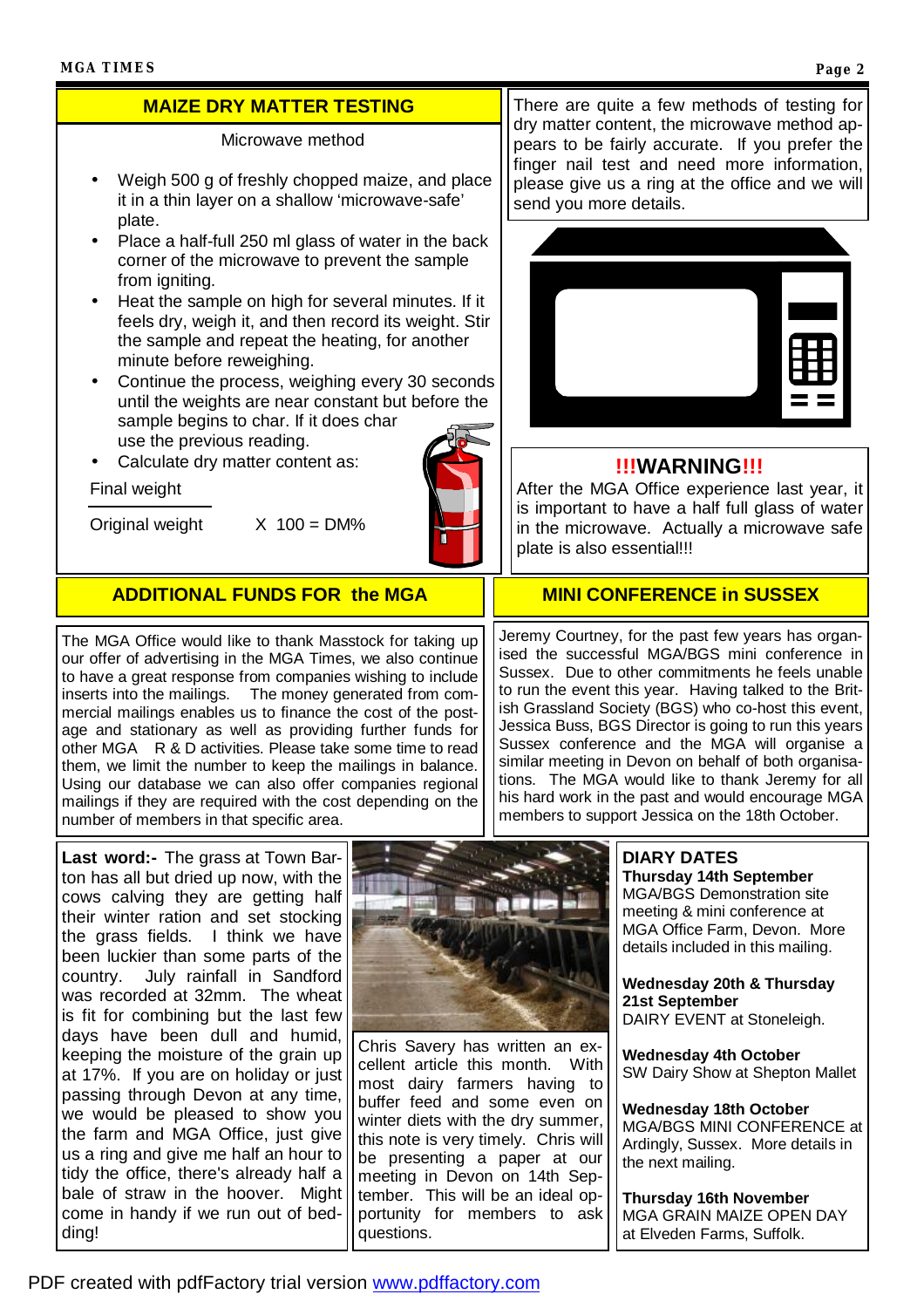## MAIZE DRY MATTER TESTING

Microwave method

- Weigh 500 g of freshly chopped maize, and place it in a thin layer on a shallow 'microwave-safe' plate.
- Place a half-full 250 ml glass of water in the back corner of the microwave to prevent the sample from igniting.
- Heat the sample on high for several minutes. If it feels dry, weigh it, and then record its weight. Stir the sample and repeat the heating, for another minute before reweighing.
- Continue the process, weighing every 30 seconds until the weights are near constant but before the sample begins to char. If it does char use the previous reading.
- Calculate dry matter content as:

$$\frac{\text{Final weight}}{\text{Original weight}} \times 100 = \text{DM\%}$$

There are quite a few methods of testing for dry matter content, the microwave method appears to be fairly accurate. If you prefer the finger nail test and need more information, please give us a ring at the office and we will send you more details.

### !!!WARNING!!!

After the MGA Office experience last year, it is important to have a half full glass of water in the microwave. Actually a microwave safe plate is also essential!!!

## ADDITIONAL FUNDS FOR the MGA

The MGA Office would like to thank Masstock for taking up our offer of advertising in the MGA Times, we also continue to have a great response from companies wishing to include inserts into the mailings. The money generated from commercial mailings enables us to finance the cost of the postage and stationary as well as providing further funds for other MGA R & D activities. Please take some time to read them, we limit the number to keep the mailings in balance. Using our database we can also offer companies regional mailings if they are required with the cost depending on the number of members in that specific area.

## MINI CONFERENCE in SUSSEX

Jeremy Courtney, for the past few years has organised the successful MGA/BGS mini conference in Sussex. Due to other commitments he feels unable to run the event this year. Having talked to the British Grassland Society (BGS) who co-host this event, Jessica Buss, BGS Director is going to run this years Sussex conference and the MGA will organise a similar meeting in Devon on behalf of both organisations. The MGA would like to thank Jeremy for all his hard work in the past and would encourage MGA members to support Jessica on the 18th October.

**Last word:-** The grass at Town Barton has all but dried up now, with the cows calving they are getting half their winter ration and set stocking the grass fields. I think we have been luckier than some parts of the country. July rainfall in Sandford was recorded at 32mm. The wheat is fit for combining but the last few days have been dull and humid, keeping the moisture of the grain up at 17%. If you are on holiday or just passing through Devon at any time, we would be pleased to show you the farm and MGA Office, just give us a ring and give me half an hour to tidy the office, there's already half a bale of straw in the hoover. Might come in handy if we run out of bedding!

Chris Savery has written an excellent article this month. With most dairy farmers having to buffer feed and some even on winter diets with the dry summer, this note is very timely. Chris will be presenting a paper at our meeting in Devon on 14th September. This will be an ideal opportunity for members to ask questions.

### DIARY DATES

**Thursday 14th September**
MGA/BGS Demonstration site meeting & mini conference at MGA Office Farm, Devon. More details included in this mailing.

**Wednesday 20th & Thursday 21st September**
DAIRY EVENT at Stoneleigh.

**Wednesday 4th October**
SW Dairy Show at Shepton Mallet

**Wednesday 18th October**
MGA/BGS MINI CONFERENCE at Ardingly, Sussex. More details in the next mailing.

**Thursday 16th November**
MGA GRAIN MAIZE OPEN DAY at Elveden Farms, Suffolk.